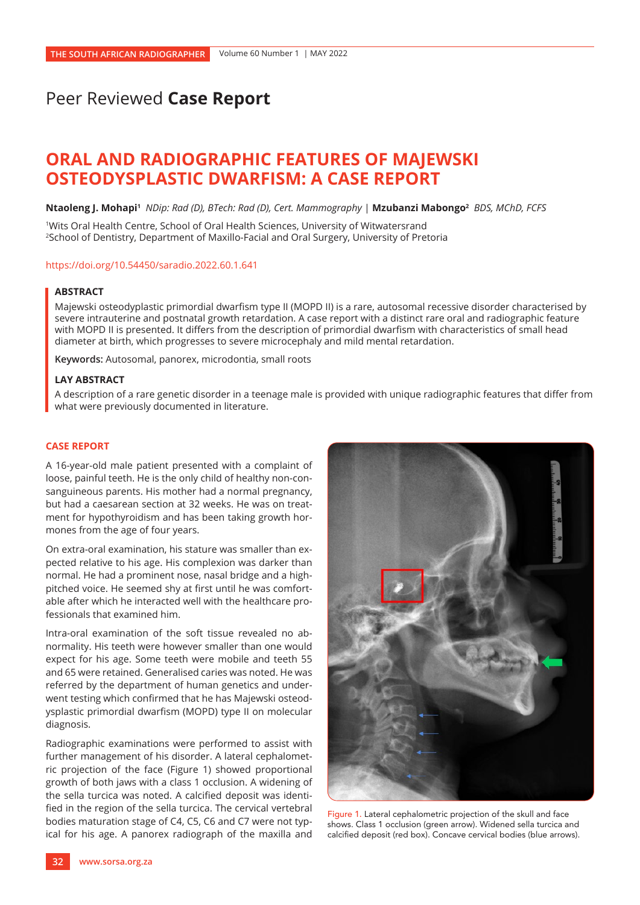Peer Reviewed **Case Report**

# ORAL AND RADIOGRAPHIC FEATURES OF MAJEWSKI OSTEODYSPLASTIC DWARFISM: A CASE REPORT

**Ntaoleng J. Mohapi**[1] *NDip: Rad (D), BTech: Rad (D), Cert. Mammography* | **Mzubanzi Mabongo**[2] *BDS, MChD, FCFS*

[1]Wits Oral Health Centre, School of Oral Health Sciences, University of Witwatersrand
[2]School of Dentistry, Department of Maxillo-Facial and Oral Surgery, University of Pretoria

https://doi.org/10.54450/saradio.2022.60.1.641

## ABSTRACT

Majewski osteodyplastic primordial dwarfism type II (MOPD II) is a rare, autosomal recessive disorder characterised by severe intrauterine and postnatal growth retardation. A case report with a distinct rare oral and radiographic feature with MOPD II is presented. It differs from the description of primordial dwarfism with characteristics of small head diameter at birth, which progresses to severe microcephaly and mild mental retardation.

**Keywords:** Autosomal, panorex, microdontia, small roots

## LAY ABSTRACT

A description of a rare genetic disorder in a teenage male is provided with unique radiographic features that differ from what were previously documented in literature.

## CASE REPORT

A 16-year-old male patient presented with a complaint of loose, painful teeth. He is the only child of healthy non-consanguineous parents. His mother had a normal pregnancy, but had a caesarean section at 32 weeks. He was on treatment for hypothyroidism and has been taking growth hormones from the age of four years.

On extra-oral examination, his stature was smaller than expected relative to his age. His complexion was darker than normal. He had a prominent nose, nasal bridge and a high-pitched voice. He seemed shy at first until he was comfortable after which he interacted well with the healthcare professionals that examined him.

Intra-oral examination of the soft tissue revealed no abnormality. His teeth were however smaller than one would expect for his age. Some teeth were mobile and teeth 55 and 65 were retained. Generalised caries was noted. He was referred by the department of human genetics and underwent testing which confirmed that he has Majewski osteodysplastic primordial dwarfism (MOPD) type II on molecular diagnosis.

Radiographic examinations were performed to assist with further management of his disorder. A lateral cephalometric projection of the face (Figure 1) showed proportional growth of both jaws with a class 1 occlusion. A widening of the sella turcica was noted. A calcified deposit was identified in the region of the sella turcica. The cervical vertebral bodies maturation stage of C4, C5, C6 and C7 were not typical for his age. A panorex radiograph of the maxilla and

Figure 1. Lateral cephalometric projection of the skull and face shows. Class 1 occlusion (green arrow). Widened sella turcica and calcified deposit (red box). Concave cervical bodies (blue arrows).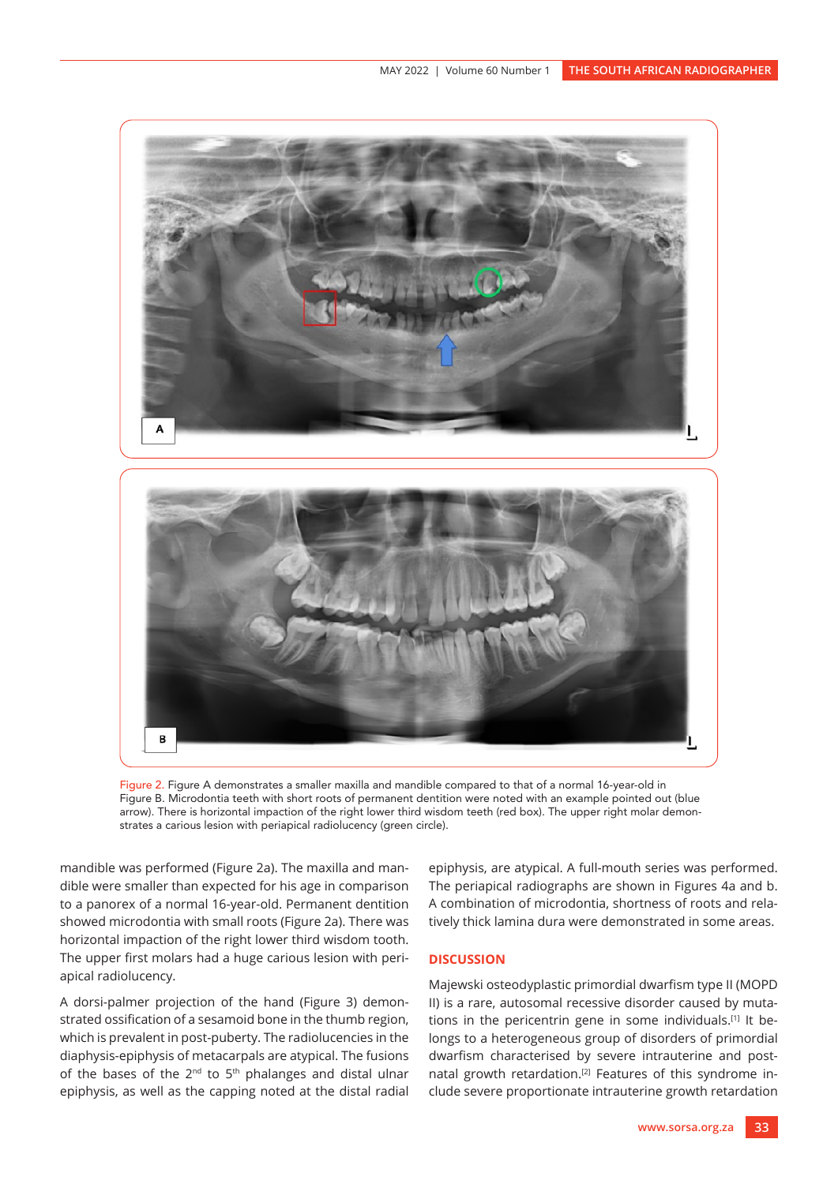Figure 2. Figure A demonstrates a smaller maxilla and mandible compared to that of a normal 16-year-old in Figure B. Microdontia teeth with short roots of permanent dentition were noted with an example pointed out (blue arrow). There is horizontal impaction of the right lower third wisdom teeth (red box). The upper right molar demonstrates a carious lesion with periapical radiolucency (green circle).

mandible was performed (Figure 2a). The maxilla and mandible were smaller than expected for his age in comparison to a panorex of a normal 16-year-old. Permanent dentition showed microdontia with small roots (Figure 2a). There was horizontal impaction of the right lower third wisdom tooth. The upper first molars had a huge carious lesion with periapical radiolucency.

A dorsi-palmer projection of the hand (Figure 3) demonstrated ossification of a sesamoid bone in the thumb region, which is prevalent in post-puberty. The radiolucencies in the diaphysis-epiphysis of metacarpals are atypical. The fusions of the bases of the 2nd to 5th phalanges and distal ulnar epiphysis, as well as the capping noted at the distal radial epiphysis, are atypical. A full-mouth series was performed. The periapical radiographs are shown in Figures 4a and b. A combination of microdontia, shortness of roots and relatively thick lamina dura were demonstrated in some areas.

## DISCUSSION

Majewski osteodyplastic primordial dwarfism type II (MOPD II) is a rare, autosomal recessive disorder caused by mutations in the pericentrin gene in some individuals.[1] It belongs to a heterogeneous group of disorders of primordial dwarfism characterised by severe intrauterine and postnatal growth retardation.[2] Features of this syndrome include severe proportionate intrauterine growth retardation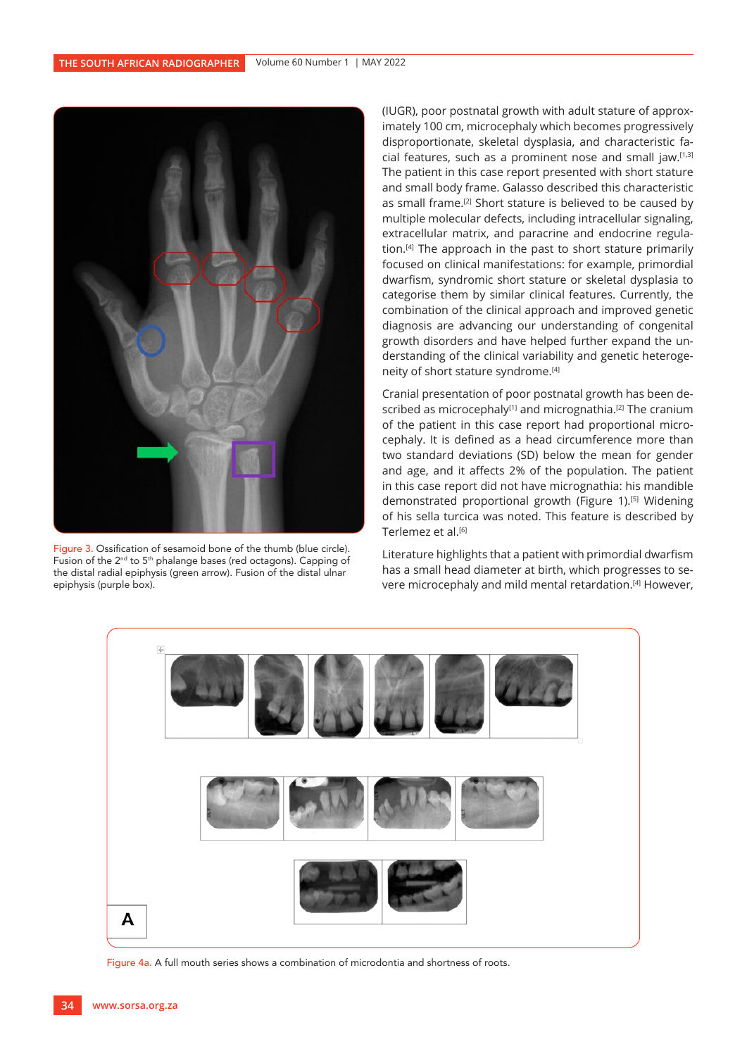Figure 3. Ossification of sesamoid bone of the thumb (blue circle). Fusion of the 2nd to 5th phalange bases (red octagons). Capping of the distal radial epiphysis (green arrow). Fusion of the distal ulnar epiphysis (purple box).

(IUGR), poor postnatal growth with adult stature of approximately 100 cm, microcephaly which becomes progressively disproportionate, skeletal dysplasia, and characteristic facial features, such as a prominent nose and small jaw.[1,3] The patient in this case report presented with short stature and small body frame. Galasso described this characteristic as small frame.[2] Short stature is believed to be caused by multiple molecular defects, including intracellular signaling, extracellular matrix, and paracrine and endocrine regulation.[4] The approach in the past to short stature primarily focused on clinical manifestations: for example, primordial dwarfism, syndromic short stature or skeletal dysplasia to categorise them by similar clinical features. Currently, the combination of the clinical approach and improved genetic diagnosis are advancing our understanding of congenital growth disorders and have helped further expand the understanding of the clinical variability and genetic heterogeneity of short stature syndrome.[4]

Cranial presentation of poor postnatal growth has been described as microcephaly[1] and micrognathia.[2] The cranium of the patient in this case report had proportional microcephaly. It is defined as a head circumference more than two standard deviations (SD) below the mean for gender and age, and it affects 2% of the population. The patient in this case report did not have micrognathia: his mandible demonstrated proportional growth (Figure 1).[5] Widening of his sella turcica was noted. This feature is described by Terlemez et al.[6]

Literature highlights that a patient with primordial dwarfism has a small head diameter at birth, which progresses to severe microcephaly and mild mental retardation.[4] However,

Figure 4a. A full mouth series shows a combination of microdontia and shortness of roots.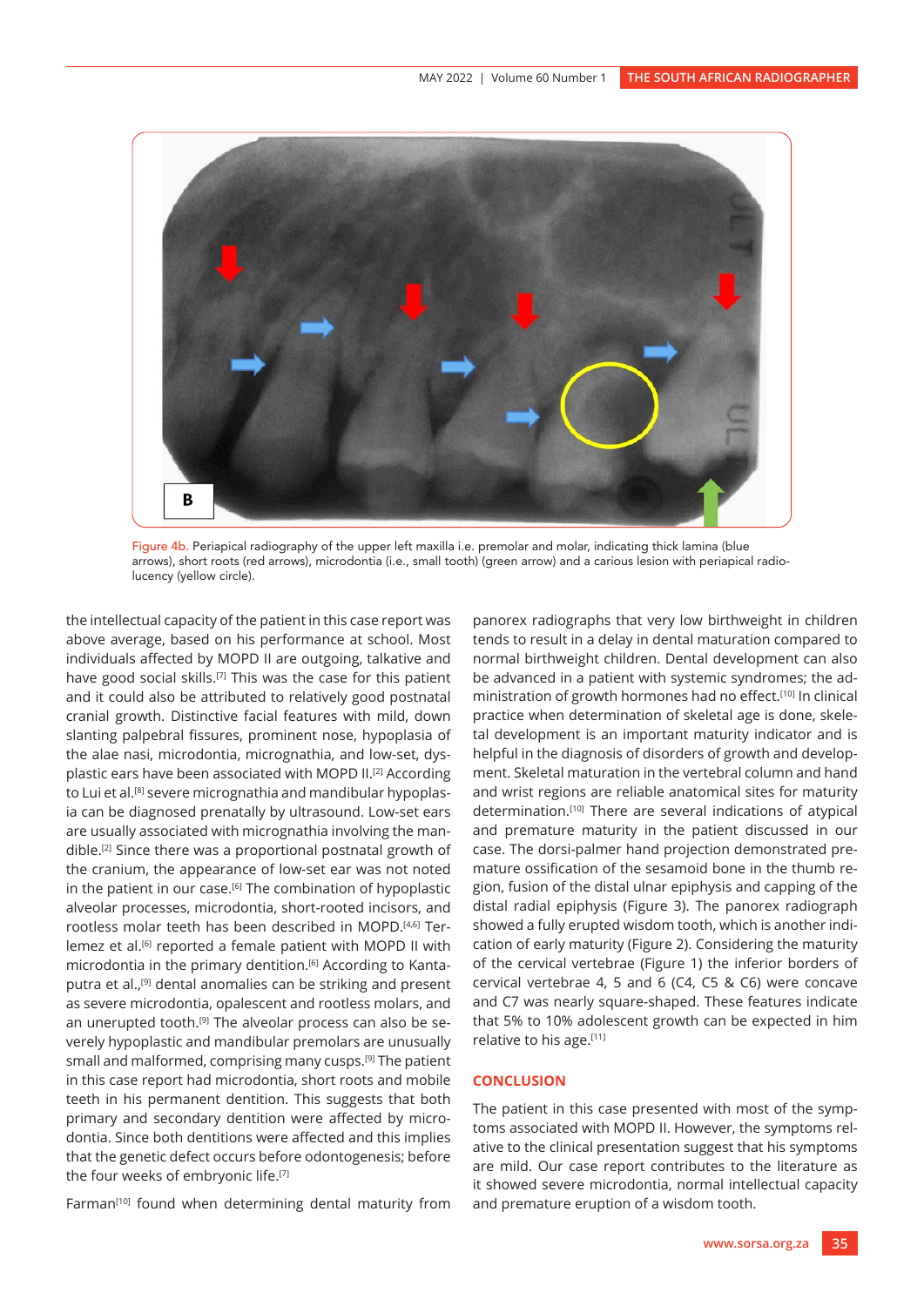Figure 4b. Periapical radiography of the upper left maxilla i.e. premolar and molar, indicating thick lamina (blue arrows), short roots (red arrows), microdontia (i.e., small tooth) (green arrow) and a carious lesion with periapical radiolucency (yellow circle).

the intellectual capacity of the patient in this case report was above average, based on his performance at school. Most individuals affected by MOPD II are outgoing, talkative and have good social skills.[7] This was the case for this patient and it could also be attributed to relatively good postnatal cranial growth. Distinctive facial features with mild, down slanting palpebral fissures, prominent nose, hypoplasia of the alae nasi, microdontia, micrognathia, and low-set, dysplastic ears have been associated with MOPD II.[2] According to Lui et al.[8] severe micrognathia and mandibular hypoplasia can be diagnosed prenatally by ultrasound. Low-set ears are usually associated with micrognathia involving the mandible.[2] Since there was a proportional postnatal growth of the cranium, the appearance of low-set ear was not noted in the patient in our case.[6] The combination of hypoplastic alveolar processes, microdontia, short-rooted incisors, and rootless molar teeth has been described in MOPD.[4,6] Terlemez et al.[6] reported a female patient with MOPD II with microdontia in the primary dentition.[6] According to Kantaputra et al.,[9] dental anomalies can be striking and present as severe microdontia, opalescent and rootless molars, and an unerupted tooth.[9] The alveolar process can also be severely hypoplastic and mandibular premolars are unusually small and malformed, comprising many cusps.[9] The patient in this case report had microdontia, short roots and mobile teeth in his permanent dentition. This suggests that both primary and secondary dentition were affected by microdontia. Since both dentitions were affected and this implies that the genetic defect occurs before odontogenesis; before the four weeks of embryonic life.[7]

Farman[10] found when determining dental maturity from panorex radiographs that very low birthweight in children tends to result in a delay in dental maturation compared to normal birthweight children. Dental development can also be advanced in a patient with systemic syndromes; the administration of growth hormones had no effect.[10] In clinical practice when determination of skeletal age is done, skeletal development is an important maturity indicator and is helpful in the diagnosis of disorders of growth and development. Skeletal maturation in the vertebral column and hand and wrist regions are reliable anatomical sites for maturity determination.[10] There are several indications of atypical and premature maturity in the patient discussed in our case. The dorsi-palmer hand projection demonstrated premature ossification of the sesamoid bone in the thumb region, fusion of the distal ulnar epiphysis and capping of the distal radial epiphysis (Figure 3). The panorex radiograph showed a fully erupted wisdom tooth, which is another indication of early maturity (Figure 2). Considering the maturity of the cervical vertebrae (Figure 1) the inferior borders of cervical vertebrae 4, 5 and 6 (C4, C5 & C6) were concave and C7 was nearly square-shaped. These features indicate that 5% to 10% adolescent growth can be expected in him relative to his age.[11]

## CONCLUSION

The patient in this case presented with most of the symptoms associated with MOPD II. However, the symptoms relative to the clinical presentation suggest that his symptoms are mild. Our case report contributes to the literature as it showed severe microdontia, normal intellectual capacity and premature eruption of a wisdom tooth.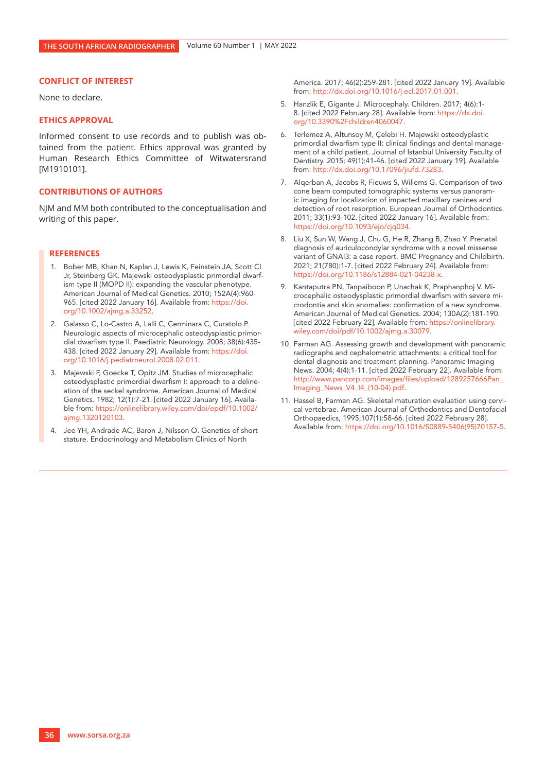## CONFLICT OF INTEREST

None to declare.

## ETHICS APPROVAL

Informed consent to use records and to publish was obtained from the patient. Ethics approval was granted by Human Research Ethics Committee of Witwatersrand [M1910101].

## CONTRIBUTIONS OF AUTHORS

NJM and MM both contributed to the conceptualisation and writing of this paper.

## REFERENCES

1. Bober MB, Khan N, Kaplan J, Lewis K, Feinstein JA, Scott CI Jr, Steinberg GK. Majewski osteodysplastic primordial dwarfism type II (MOPD II): expanding the vascular phenotype. American Journal of Medical Genetics. 2010; 152A(4):960-965. [cited 2022 January 16]. Available from: https://doi.org/10.1002/ajmg.a.33252.
2. Galasso C, Lo-Castro A, Lalli C, Cerminara C, Curatolo P. Neurologic aspects of microcephalic osteodysplastic primordial dwarfism type II. Paediatric Neurology. 2008; 38(6):435-438. [cited 2022 January 29]. Available from: https://doi.org/10.1016/j.pediatrneurol.2008.02.011.
3. Majewski F, Goecke T, Opitz JM. Studies of microcephalic osteodysplastic primordial dwarfism I: approach to a delineation of the seckel syndrome. American Journal of Medical Genetics. 1982; 12(1):7-21. [cited 2022 January 16]. Available from: https://onlinelibrary.wiley.com/doi/epdf/10.1002/ajmg.1320120103.
4. Jee YH, Andrade AC, Baron J, Nilsson O. Genetics of short stature. Endocrinology and Metabolism Clinics of North America. 2017; 46(2):259-281. [cited 2022 January 19]. Available from: http://dx.doi.org/10.1016/j.ecl.2017.01.001.
5. Hanzlik E, Gigante J. Microcephaly. Children. 2017; 4(6):1-8. [cited 2022 February 28]. Available from: https://dx.doi.org/10.3390%2Fchildren4060047.
6. Terlemez A, Altunsoy M, Çelebi H. Majewski osteodysplastic primordial dwarfism type II: clinical findings and dental management of a child patient. Journal of Istanbul University Faculty of Dentistry. 2015; 49(1):41-46. [cited 2022 January 19]. Available from: http://dx.doi.org/10.17096/jiufd.73283.
7. Alqerban A, Jacobs R, Fieuws S, Willems G. Comparison of two cone beam computed tomographic systems versus panoramic imaging for localization of impacted maxillary canines and detection of root resorption. European Journal of Orthodontics. 2011; 33(1):93-102. [cited 2022 January 16]. Available from: https://doi.org/10.1093/ejo/cjq034.
8. Liu X, Sun W, Wang J, Chu G, He R, Zhang B, Zhao Y. Prenatal diagnosis of auriculocondylar syndrome with a novel missense variant of GNAI3: a case report. BMC Pregnancy and Childbirth. 2021; 21(780):1-7. [cited 2022 February 24]. Available from: https://doi.org/10.1186/s12884-021-04238-x.
9. Kantaputra PN, Tanpaiboon P, Unachak K, Praphanphoj V. Microcephalic osteodysplastic primordial dwarfism with severe microdontia and skin anomalies: confirmation of a new syndrome. American Journal of Medical Genetics. 2004; 130A(2):181-190. [cited 2022 February 22]. Available from: https://onlinelibrary.wiley.com/doi/pdf/10.1002/ajmg.a.30079.
10. Farman AG. Assessing growth and development with panoramic radiographs and cephalometric attachments: a critical tool for dental diagnosis and treatment planning. Panoramic Imaging News. 2004; 4(4):1-11. [cited 2022 February 22]. Available from: http://www.pancorp.com/images/files/upload/1289257666Pan_Imaging_News_V4_I4_(10-04).pdf.
11. Hassel B, Farman AG. Skeletal maturation evaluation using cervical vertebrae. American Journal of Orthodontics and Dentofacial Orthopaedics, 1995;107(1):58-66. [cited 2022 February 28]. Available from: https://doi.org/10.1016/S0889-5406(95)70157-5.